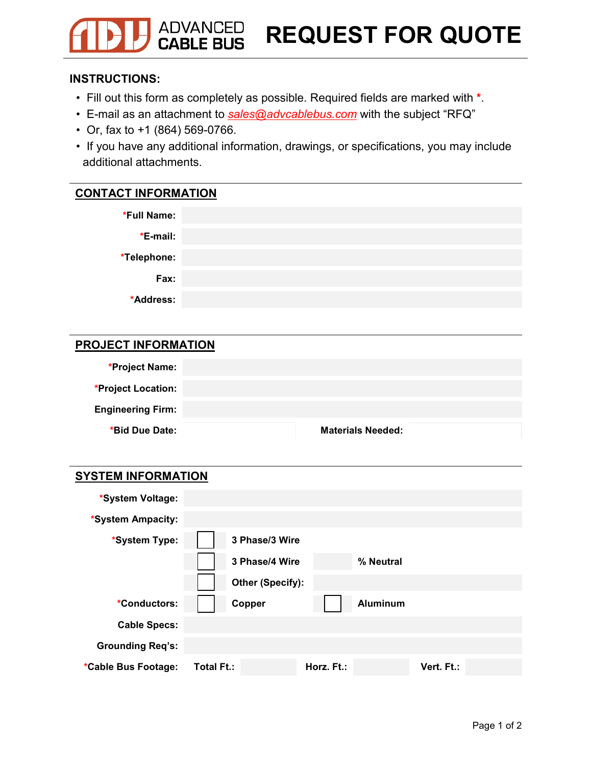ADVANCED CABLE BUS

# REQUEST FOR QUOTE

**INSTRUCTIONS:**

- Fill out this form as completely as possible. Required fields are marked with *.
- E-mail as an attachment to sales@advcablebus.com with the subject "RFQ"
- Or, fax to +1 (864) 569-0766.
- If you have any additional information, drawings, or specifications, you may include additional attachments.

## CONTACT INFORMATION

| | |
|---|---|
| ***Full Name:** | |
| ***E-mail:** | |
| ***Telephone:** | |
| **Fax:** | |
| ***Address:** | |

## PROJECT INFORMATION

| | | | |
|---|---|---|---|
| ***Project Name:** | | | |
| ***Project Location:** | | | |
| **Engineering Firm:** | | | |
| ***Bid Due Date:** | | **Materials Needed:** | |

## SYSTEM INFORMATION

| | | | | | |
|---|---|---|---|---|---|
| ***System Voltage:** | | | | | |
| ***System Ampacity:** | | | | | |
| ***System Type:** | ☐ | **3 Phase/3 Wire** | | | |
| | ☐ | **3 Phase/4 Wire** | | **% Neutral** | |
| | ☐ | **Other (Specify):** | | | |
| ***Conductors:** | ☐ | **Copper** | ☐ | **Aluminum** | |
| **Cable Specs:** | | | | | |
| **Grounding Req's:** | | | | | |
| ***Cable Bus Footage:** | **Total Ft.:** | | **Horz. Ft.:** | | **Vert. Ft.:** |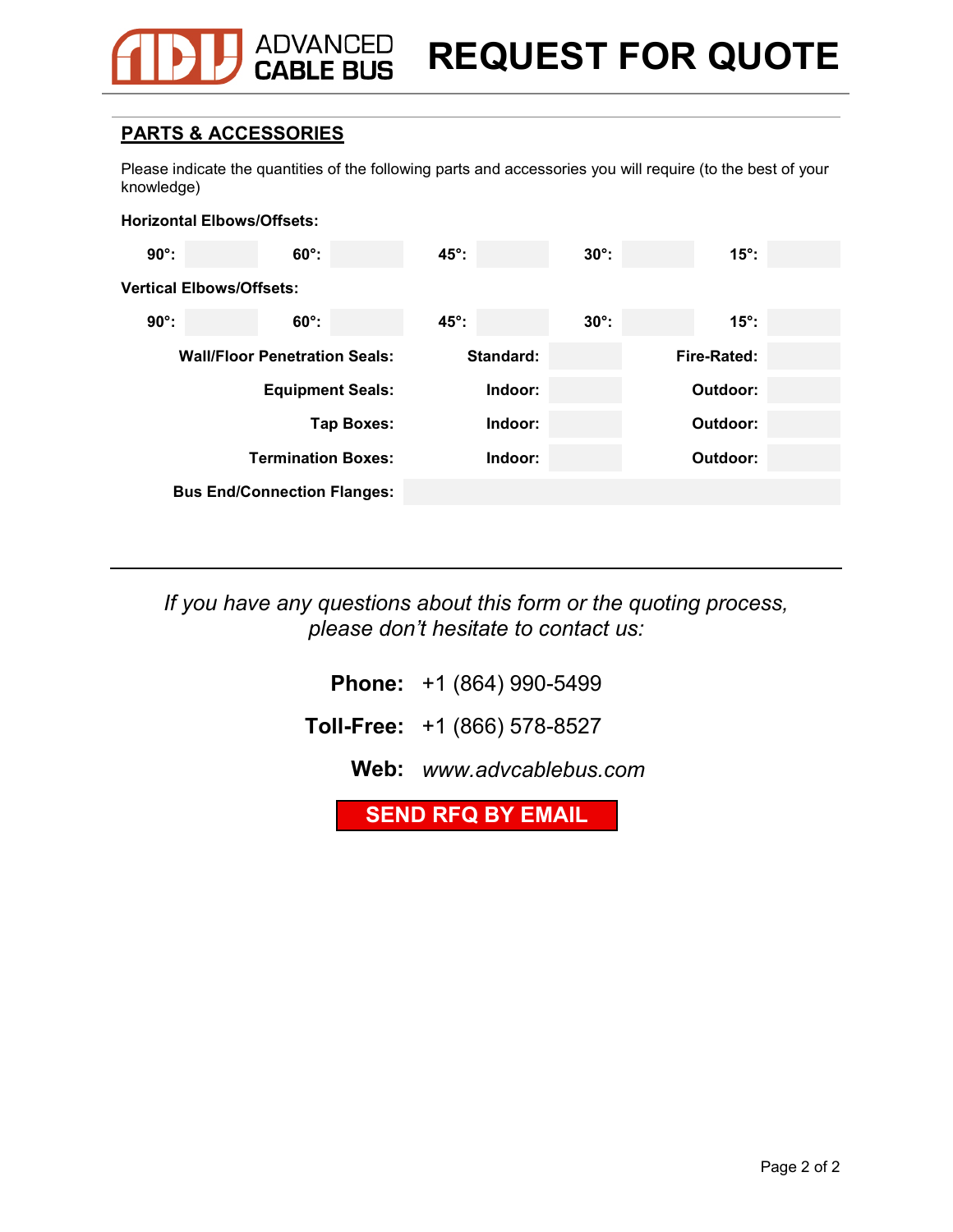# REQUEST FOR QUOTE

ADVANCED CABLE BUS

## PARTS & ACCESSORIES

Please indicate the quantities of the following parts and accessories you will require (to the best of your knowledge)

**Horizontal Elbows/Offsets:**

| | | | | | | | | | |
|---|---|---|---|---|---|---|---|---|---|
| **90°:** | | **60°:** | | **45°:** | | **30°:** | | **15°:** | |

**Vertical Elbows/Offsets:**

| | | | | | | | | | |
|---|---|---|---|---|---|---|---|---|---|
| **90°:** | | **60°:** | | **45°:** | | **30°:** | | **15°:** | |

| | | | | |
|---|---|---|---|---|
| **Wall/Floor Penetration Seals:** | **Standard:** | | **Fire-Rated:** | |
| **Equipment Seals:** | **Indoor:** | | **Outdoor:** | |
| **Tap Boxes:** | **Indoor:** | | **Outdoor:** | |
| **Termination Boxes:** | **Indoor:** | | **Outdoor:** | |
| **Bus End/Connection Flanges:** | | | | |

---

*If you have any questions about this form or the quoting process, please don't hesitate to contact us:*

**Phone:** +1 (864) 990-5499

**Toll-Free:** +1 (866) 578-8527

**Web:** *www.advcablebus.com*

**SEND RFQ BY EMAIL**